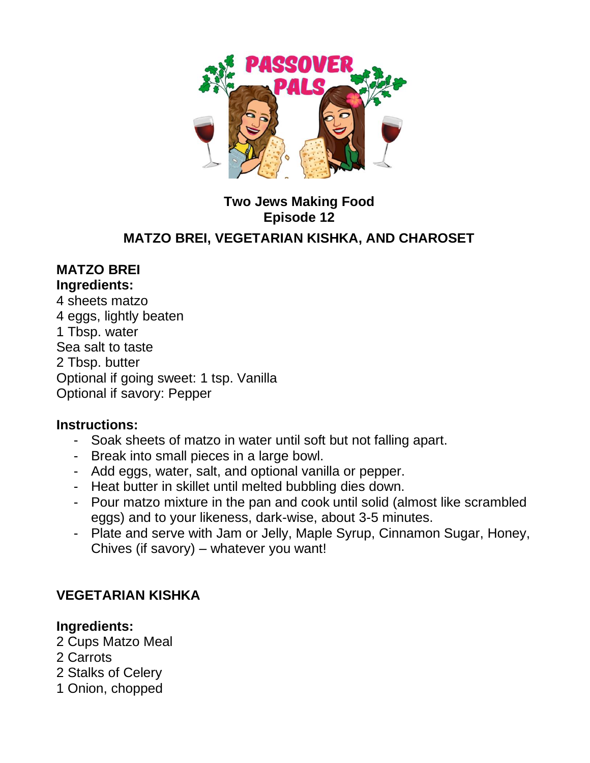**Two Jews Making Food**
**Episode 12**

**MATZO BREI, VEGETARIAN KISHKA, AND CHAROSET**

## MATZO BREI

**Ingredients:**

4 sheets matzo
4 eggs, lightly beaten
1 Tbsp. water
Sea salt to taste
2 Tbsp. butter
Optional if going sweet: 1 tsp. Vanilla
Optional if savory: Pepper

**Instructions:**

- Soak sheets of matzo in water until soft but not falling apart.
- Break into small pieces in a large bowl.
- Add eggs, water, salt, and optional vanilla or pepper.
- Heat butter in skillet until melted bubbling dies down.
- Pour matzo mixture in the pan and cook until solid (almost like scrambled eggs) and to your likeness, dark-wise, about 3-5 minutes.
- Plate and serve with Jam or Jelly, Maple Syrup, Cinnamon Sugar, Honey, Chives (if savory) – whatever you want!

## VEGETARIAN KISHKA

**Ingredients:**

2 Cups Matzo Meal
2 Carrots
2 Stalks of Celery
1 Onion, chopped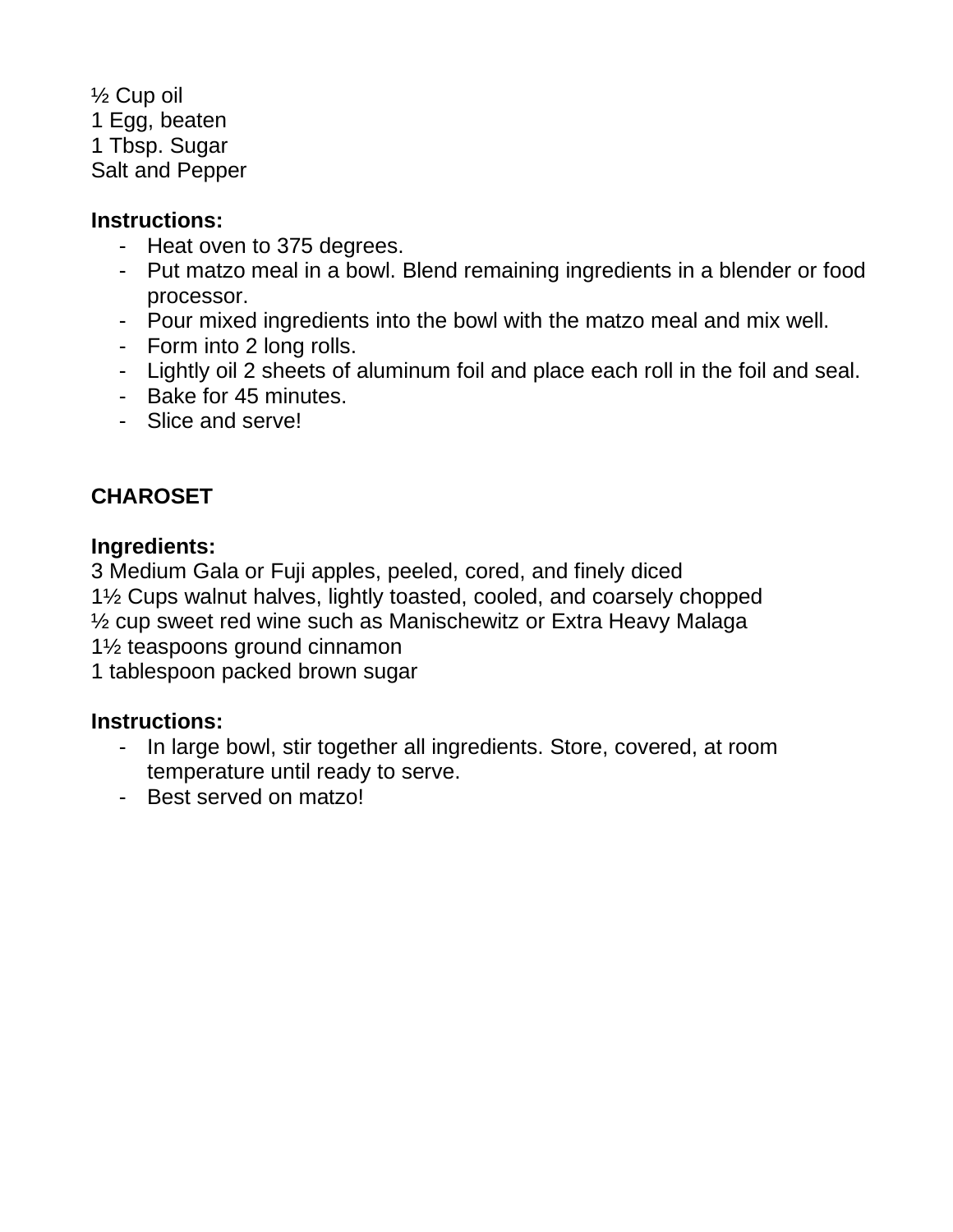½ Cup oil
1 Egg, beaten
1 Tbsp. Sugar
Salt and Pepper

**Instructions:**

- Heat oven to 375 degrees.
- Put matzo meal in a bowl. Blend remaining ingredients in a blender or food processor.
- Pour mixed ingredients into the bowl with the matzo meal and mix well.
- Form into 2 long rolls.
- Lightly oil 2 sheets of aluminum foil and place each roll in the foil and seal.
- Bake for 45 minutes.
- Slice and serve!

**CHAROSET**

**Ingredients:**
3 Medium Gala or Fuji apples, peeled, cored, and finely diced
1½ Cups walnut halves, lightly toasted, cooled, and coarsely chopped
½ cup sweet red wine such as Manischewitz or Extra Heavy Malaga
1½ teaspoons ground cinnamon
1 tablespoon packed brown sugar

**Instructions:**

- In large bowl, stir together all ingredients. Store, covered, at room temperature until ready to serve.
- Best served on matzo!